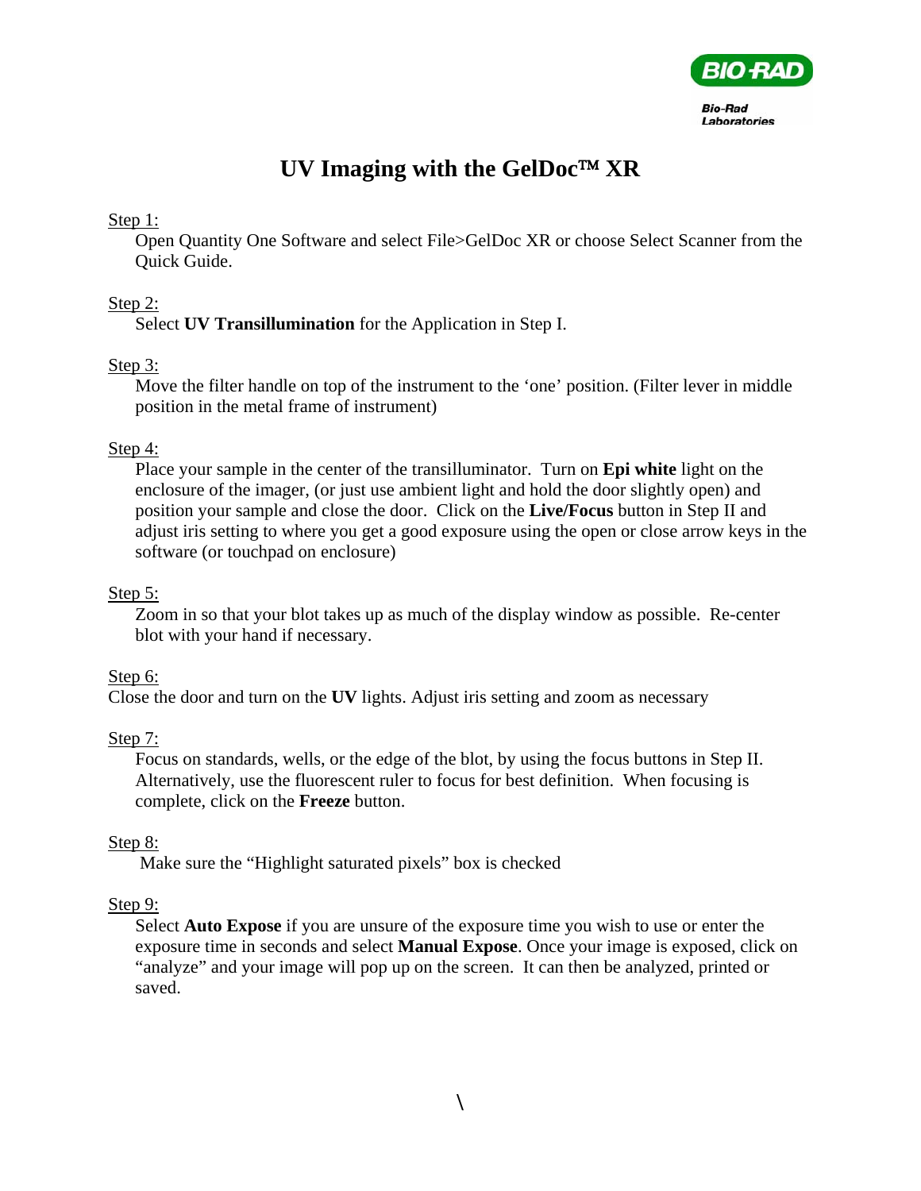BIO-RAD

Bio-Rad Laboratories

# UV Imaging with the GelDoc™ XR

Step 1:

Open Quantity One Software and select File>GelDoc XR or choose Select Scanner from the Quick Guide.

Step 2:

Select **UV Transillumination** for the Application in Step I.

Step 3:

Move the filter handle on top of the instrument to the 'one' position. (Filter lever in middle position in the metal frame of instrument)

Step 4:

Place your sample in the center of the transilluminator. Turn on **Epi white** light on the enclosure of the imager, (or just use ambient light and hold the door slightly open) and position your sample and close the door. Click on the **Live/Focus** button in Step II and adjust iris setting to where you get a good exposure using the open or close arrow keys in the software (or touchpad on enclosure)

Step 5:

Zoom in so that your blot takes up as much of the display window as possible. Re-center blot with your hand if necessary.

Step 6:

Close the door and turn on the **UV** lights. Adjust iris setting and zoom as necessary

Step 7:

Focus on standards, wells, or the edge of the blot, by using the focus buttons in Step II. Alternatively, use the fluorescent ruler to focus for best definition. When focusing is complete, click on the **Freeze** button.

Step 8:

Make sure the "Highlight saturated pixels" box is checked

Step 9:

Select **Auto Expose** if you are unsure of the exposure time you wish to use or enter the exposure time in seconds and select **Manual Expose**. Once your image is exposed, click on "analyze" and your image will pop up on the screen. It can then be analyzed, printed or saved.

\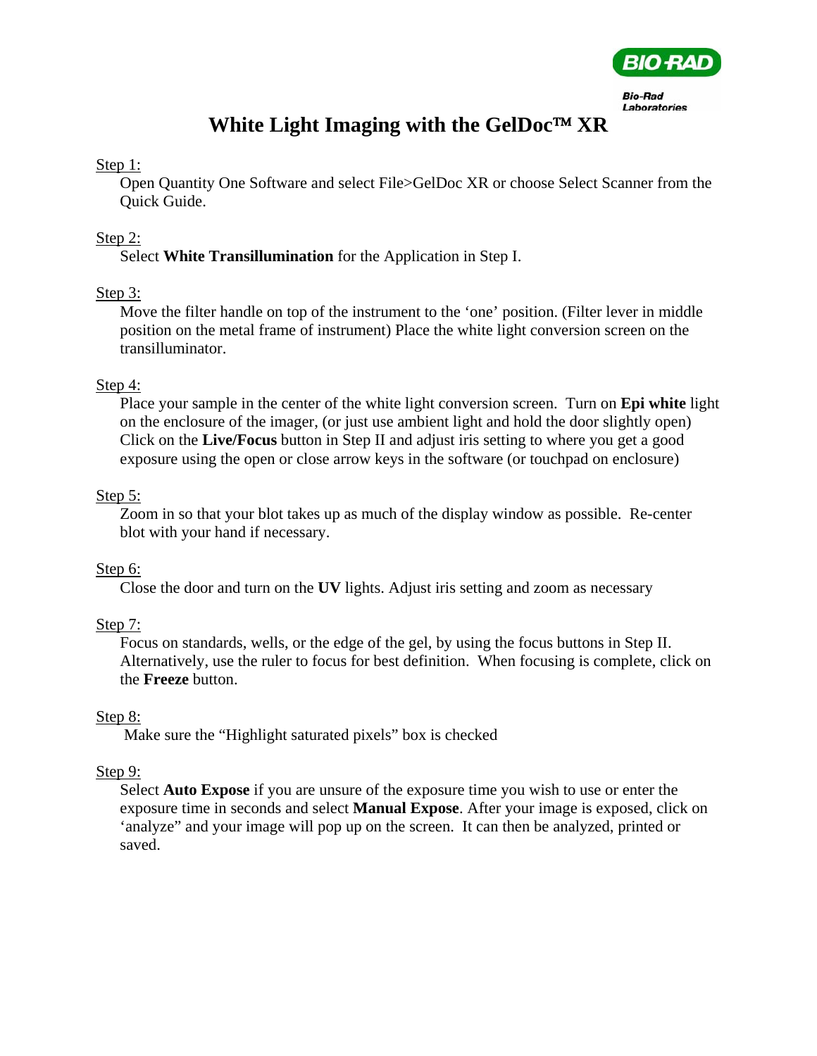# White Light Imaging with the GelDoc™ XR

Step 1:

Open Quantity One Software and select File>GelDoc XR or choose Select Scanner from the Quick Guide.

Step 2:

Select **White Transillumination** for the Application in Step I.

Step 3:

Move the filter handle on top of the instrument to the 'one' position. (Filter lever in middle position on the metal frame of instrument) Place the white light conversion screen on the transilluminator.

Step 4:

Place your sample in the center of the white light conversion screen. Turn on **Epi white** light on the enclosure of the imager, (or just use ambient light and hold the door slightly open) Click on the **Live/Focus** button in Step II and adjust iris setting to where you get a good exposure using the open or close arrow keys in the software (or touchpad on enclosure)

Step 5:

Zoom in so that your blot takes up as much of the display window as possible. Re-center blot with your hand if necessary.

Step 6:

Close the door and turn on the **UV** lights. Adjust iris setting and zoom as necessary

Step 7:

Focus on standards, wells, or the edge of the gel, by using the focus buttons in Step II. Alternatively, use the ruler to focus for best definition. When focusing is complete, click on the **Freeze** button.

Step 8:

Make sure the "Highlight saturated pixels" box is checked

Step 9:

Select **Auto Expose** if you are unsure of the exposure time you wish to use or enter the exposure time in seconds and select **Manual Expose**. After your image is exposed, click on 'analyze" and your image will pop up on the screen. It can then be analyzed, printed or saved.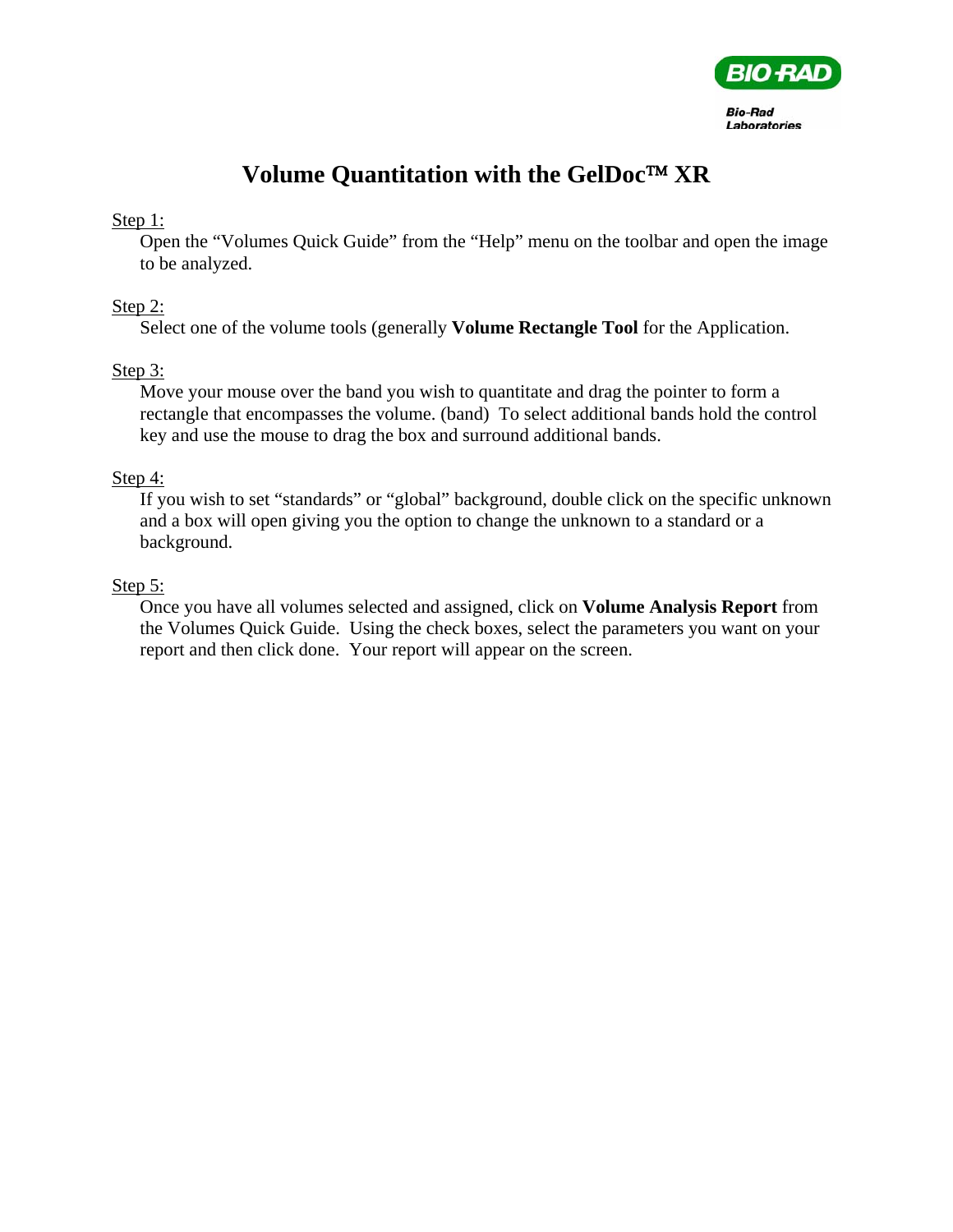Bio-Rad Laboratories

# Volume Quantitation with the GelDoc™ XR

Step 1:

Open the "Volumes Quick Guide" from the "Help" menu on the toolbar and open the image to be analyzed.

Step 2:

Select one of the volume tools (generally **Volume Rectangle Tool** for the Application.

Step 3:

Move your mouse over the band you wish to quantitate and drag the pointer to form a rectangle that encompasses the volume. (band) To select additional bands hold the control key and use the mouse to drag the box and surround additional bands.

Step 4:

If you wish to set "standards" or "global" background, double click on the specific unknown and a box will open giving you the option to change the unknown to a standard or a background.

Step 5:

Once you have all volumes selected and assigned, click on **Volume Analysis Report** from the Volumes Quick Guide. Using the check boxes, select the parameters you want on your report and then click done. Your report will appear on the screen.